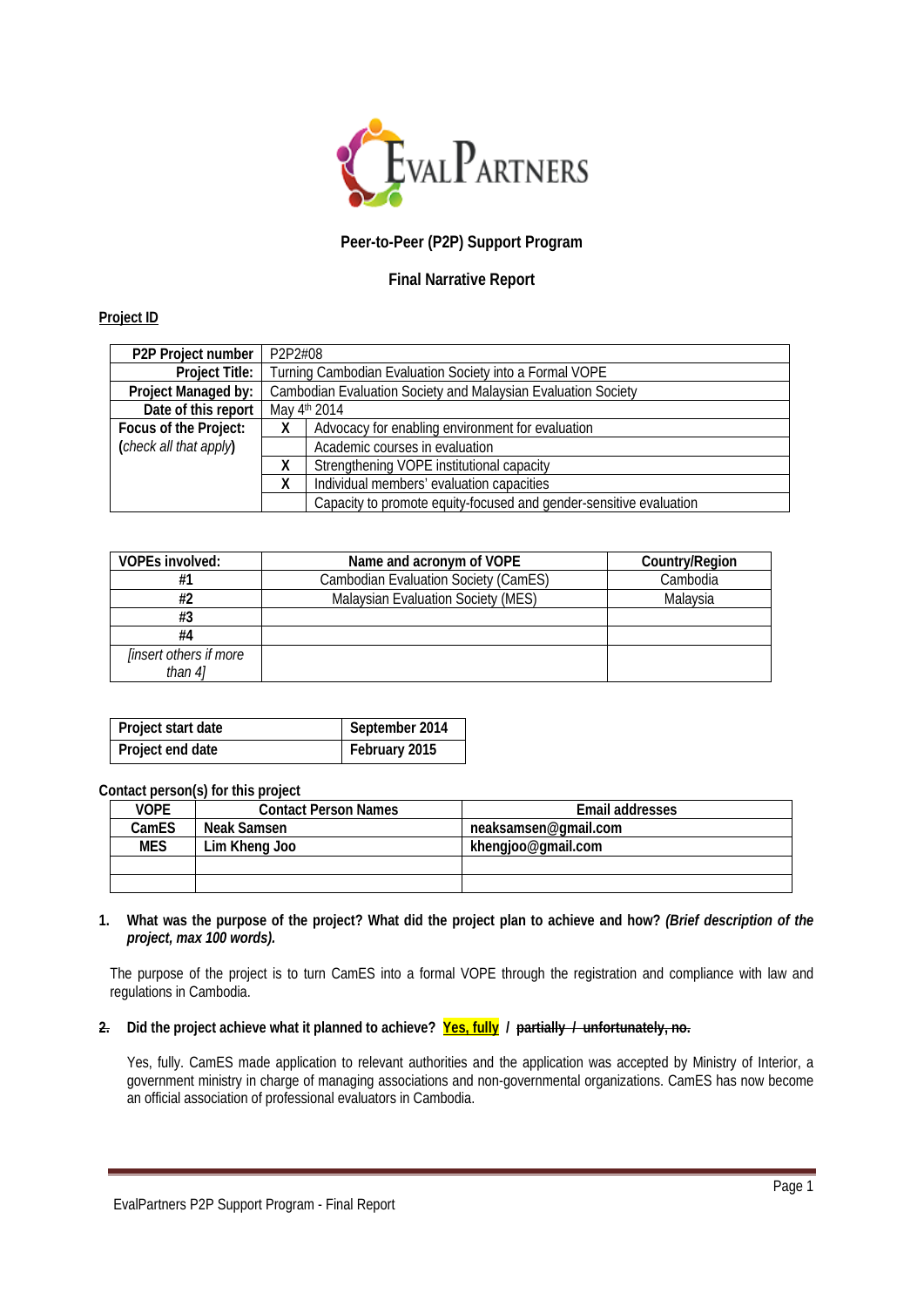EvalPartners

**Peer-to-Peer (P2P) Support Program**

**Final Narrative Report**

**Project ID**

| | | |
|---|---|---|
| **P2P Project number** | P2P2#08 | |
| **Project Title:** | Turning Cambodian Evaluation Society into a Formal VOPE | |
| **Project Managed by:** | Cambodian Evaluation Society and Malaysian Evaluation Society | |
| **Date of this report** | May 4th 2014 | |
| **Focus of the Project:** (*check all that apply*) | X | Advocacy for enabling environment for evaluation |
| | | Academic courses in evaluation |
| | X | Strengthening VOPE institutional capacity |
| | X | Individual members' evaluation capacities |
| | | Capacity to promote equity-focused and gender-sensitive evaluation |

| VOPEs involved: | Name and acronym of VOPE | Country/Region |
|---|---|---|
| #1 | Cambodian Evaluation Society (CamES) | Cambodia |
| #2 | Malaysian Evaluation Society (MES) | Malaysia |
| #3 | | |
| #4 | | |
| *[insert others if more than 4]* | | |

| | |
|---|---|
| **Project start date** | **September 2014** |
| **Project end date** | **February 2015** |

**Contact person(s) for this project**

| VOPE | Contact Person Names | Email addresses |
|---|---|---|
| **CamES** | **Neak Samsen** | **neaksamsen@gmail.com** |
| **MES** | **Lim Kheng Joo** | **khengjoo@gmail.com** |
| | | |
| | | |

1. **What was the purpose of the project? What did the project plan to achieve and how?** ***(Brief description of the project, max 100 words).***

The purpose of the project is to turn CamES into a formal VOPE through the registration and compliance with law and regulations in Cambodia.

2. **Did the project achieve what it planned to achieve? Yes, fully / ~~partially / unfortunately, no.~~**

Yes, fully. CamES made application to relevant authorities and the application was accepted by Ministry of Interior, a government ministry in charge of managing associations and non-governmental organizations. CamES has now become an official association of professional evaluators in Cambodia.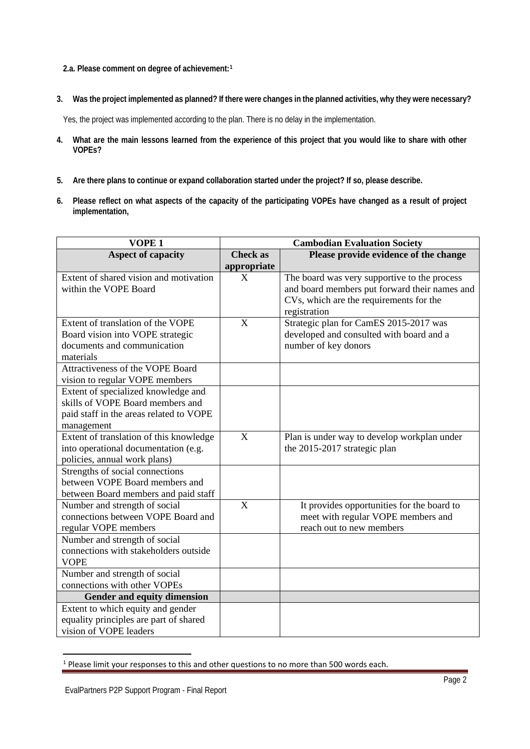**2.a. Please comment on degree of achievement:**[1]

3. **Was the project implemented as planned? If there were changes in the planned activities, why they were necessary?**

   Yes, the project was implemented according to the plan. There is no delay in the implementation.

4. **What are the main lessons learned from the experience of this project that you would like to share with other VOPEs?**

5. **Are there plans to continue or expand collaboration started under the project? If so, please describe.**

6. **Please reflect on what aspects of the capacity of the participating VOPEs have changed as a result of project implementation,**

| VOPE 1 | Cambodian Evaluation Society | |
|---|---|---|
| **Aspect of capacity** | **Check as appropriate** | **Please provide evidence of the change** |
| Extent of shared vision and motivation within the VOPE Board | X | The board was very supportive to the process and board members put forward their names and CVs, which are the requirements for the registration |
| Extent of translation of the VOPE Board vision into VOPE strategic documents and communication materials | X | Strategic plan for CamES 2015-2017 was developed and consulted with board and a number of key donors |
| Attractiveness of the VOPE Board vision to regular VOPE members | | |
| Extent of specialized knowledge and skills of VOPE Board members and paid staff in the areas related to VOPE management | | |
| Extent of translation of this knowledge into operational documentation (e.g. policies, annual work plans) | X | Plan is under way to develop workplan under the 2015-2017 strategic plan |
| Strengths of social connections between VOPE Board members and between Board members and paid staff | | |
| Number and strength of social connections between VOPE Board and regular VOPE members | X | It provides opportunities for the board to meet with regular VOPE members and reach out to new members |
| Number and strength of social connections with stakeholders outside VOPE | | |
| Number and strength of social connections with other VOPEs | | |
| **Gender and equity dimension** | | |
| Extent to which equity and gender equality principles are part of shared vision of VOPE leaders | | |

[1] Please limit your responses to this and other questions to no more than 500 words each.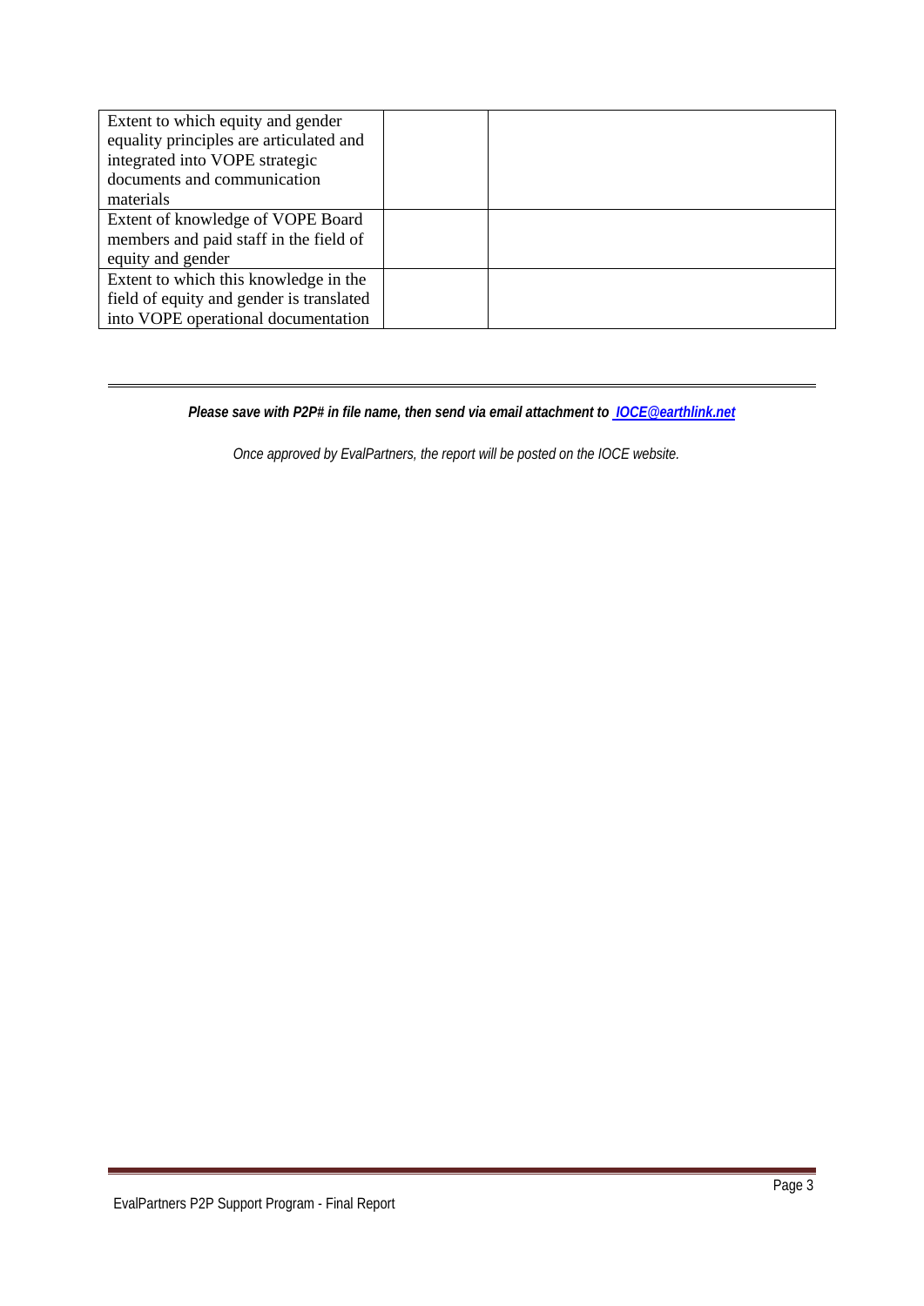| | | |
|---|---|---|
| Extent to which equity and gender equality principles are articulated and integrated into VOPE strategic documents and communication materials | | |
| Extent of knowledge of VOPE Board members and paid staff in the field of equity and gender | | |
| Extent to which this knowledge in the field of equity and gender is translated into VOPE operational documentation | | |

---

***Please save with P2P# in file name, then send via email attachment to [IOCE@earthlink.net](mailto:IOCE@earthlink.net)***

*Once approved by EvalPartners, the report will be posted on the IOCE website.*